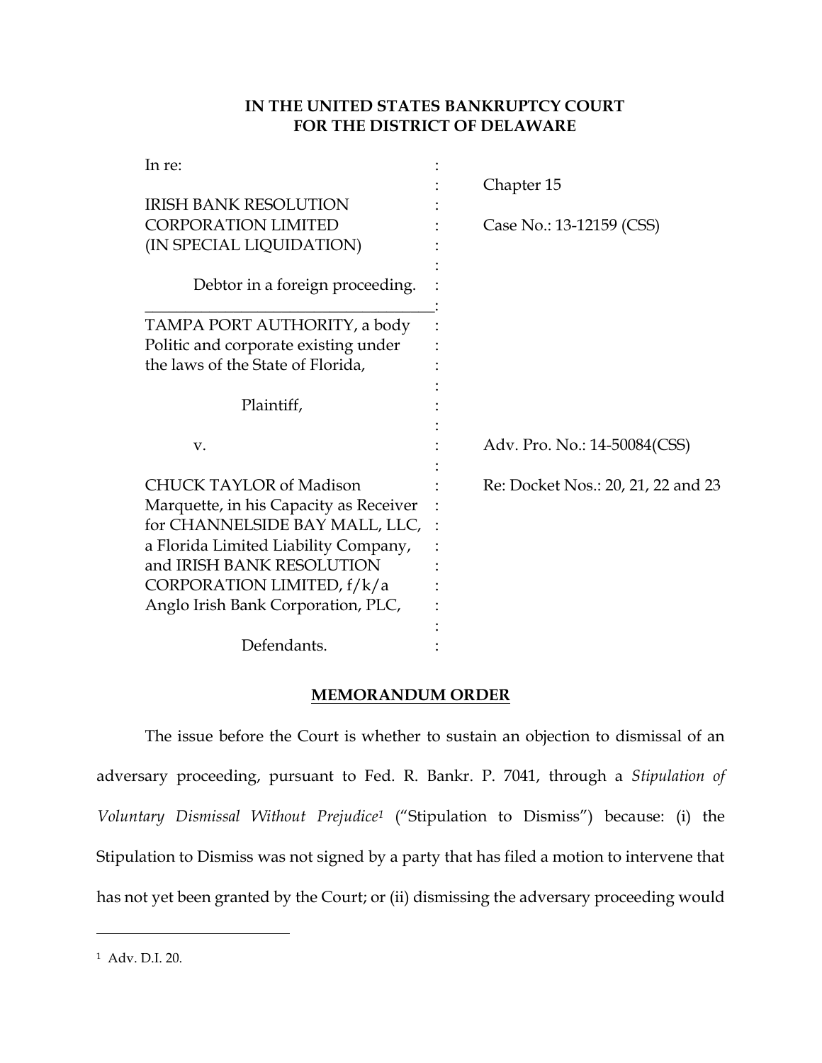**IN THE UNITED STATES BANKRUPTCY COURT**
**FOR THE DISTRICT OF DELAWARE**

| | | |
|---|---|---|
| In re: | : | |
| | : | Chapter 15 |
| IRISH BANK RESOLUTION CORPORATION LIMITED (IN SPECIAL LIQUIDATION) | : | Case No.: 13-12159 (CSS) |
| Debtor in a foreign proceeding. | : | |
| TAMPA PORT AUTHORITY, a body Politic and corporate existing under the laws of the State of Florida, | : | |
| Plaintiff, | : | |
| v. | : | Adv. Pro. No.: 14-50084(CSS) |
| CHUCK TAYLOR of Madison Marquette, in his Capacity as Receiver for CHANNELSIDE BAY MALL, LLC, a Florida Limited Liability Company, and IRISH BANK RESOLUTION CORPORATION LIMITED, f/k/a Anglo Irish Bank Corporation, PLC, | : | Re: Docket Nos.: 20, 21, 22 and 23 |
| Defendants. | : | |

## MEMORANDUM ORDER

The issue before the Court is whether to sustain an objection to dismissal of an adversary proceeding, pursuant to Fed. R. Bankr. P. 7041, through a *Stipulation of Voluntary Dismissal Without Prejudice*[1] ("Stipulation to Dismiss") because: (i) the Stipulation to Dismiss was not signed by a party that has filed a motion to intervene that has not yet been granted by the Court; or (ii) dismissing the adversary proceeding would

---

[1] Adv. D.I. 20.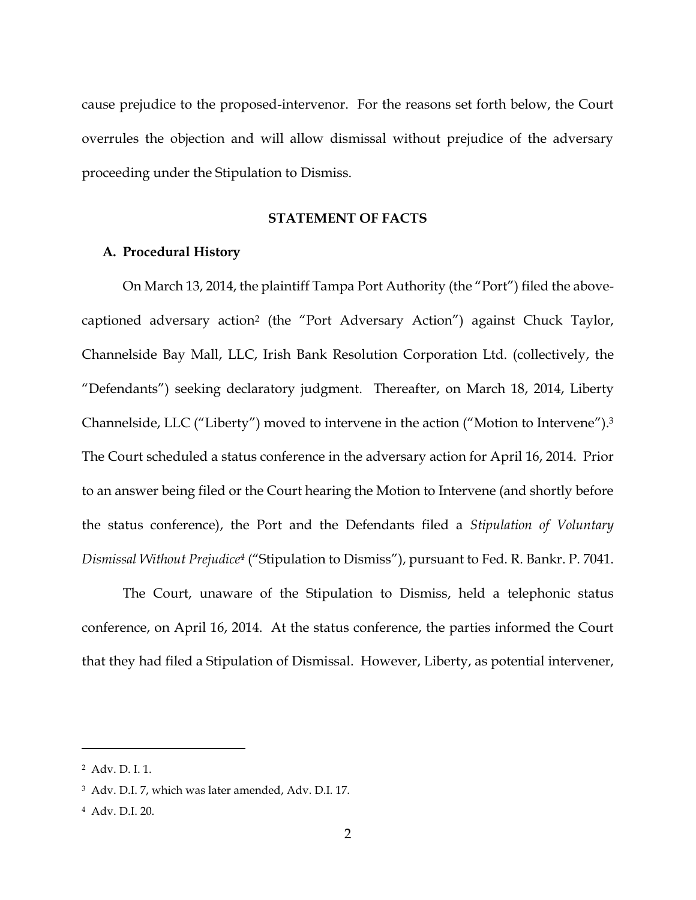cause prejudice to the proposed-intervenor. For the reasons set forth below, the Court overrules the objection and will allow dismissal without prejudice of the adversary proceeding under the Stipulation to Dismiss.

## STATEMENT OF FACTS

### A. Procedural History

On March 13, 2014, the plaintiff Tampa Port Authority (the "Port") filed the above-captioned adversary action[2] (the "Port Adversary Action") against Chuck Taylor, Channelside Bay Mall, LLC, Irish Bank Resolution Corporation Ltd. (collectively, the "Defendants") seeking declaratory judgment. Thereafter, on March 18, 2014, Liberty Channelside, LLC ("Liberty") moved to intervene in the action ("Motion to Intervene").[3] The Court scheduled a status conference in the adversary action for April 16, 2014. Prior to an answer being filed or the Court hearing the Motion to Intervene (and shortly before the status conference), the Port and the Defendants filed a *Stipulation of Voluntary Dismissal Without Prejudice*[4] ("Stipulation to Dismiss"), pursuant to Fed. R. Bankr. P. 7041.

The Court, unaware of the Stipulation to Dismiss, held a telephonic status conference, on April 16, 2014. At the status conference, the parties informed the Court that they had filed a Stipulation of Dismissal. However, Liberty, as potential intervener,

---

[2] Adv. D. I. 1.

[3] Adv. D.I. 7, which was later amended, Adv. D.I. 17.

[4] Adv. D.I. 20.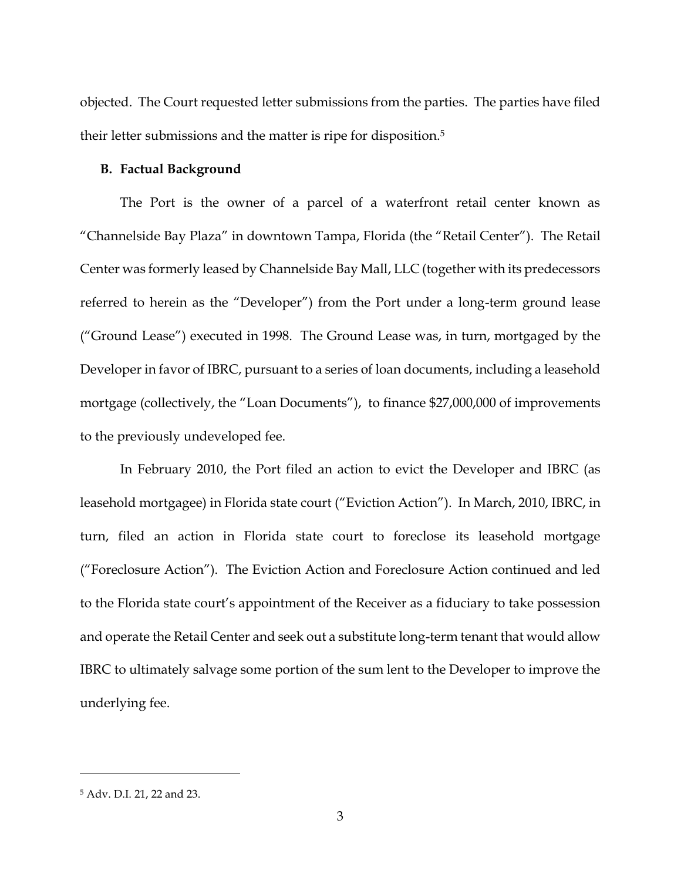objected. The Court requested letter submissions from the parties. The parties have filed their letter submissions and the matter is ripe for disposition.[5]

### B. Factual Background

The Port is the owner of a parcel of a waterfront retail center known as "Channelside Bay Plaza" in downtown Tampa, Florida (the "Retail Center"). The Retail Center was formerly leased by Channelside Bay Mall, LLC (together with its predecessors referred to herein as the "Developer") from the Port under a long-term ground lease ("Ground Lease") executed in 1998. The Ground Lease was, in turn, mortgaged by the Developer in favor of IBRC, pursuant to a series of loan documents, including a leasehold mortgage (collectively, the "Loan Documents"), to finance $27,000,000 of improvements to the previously undeveloped fee.

In February 2010, the Port filed an action to evict the Developer and IBRC (as leasehold mortgagee) in Florida state court ("Eviction Action"). In March, 2010, IBRC, in turn, filed an action in Florida state court to foreclose its leasehold mortgage ("Foreclosure Action"). The Eviction Action and Foreclosure Action continued and led to the Florida state court's appointment of the Receiver as a fiduciary to take possession and operate the Retail Center and seek out a substitute long-term tenant that would allow IBRC to ultimately salvage some portion of the sum lent to the Developer to improve the underlying fee.

---

[5] Adv. D.I. 21, 22 and 23.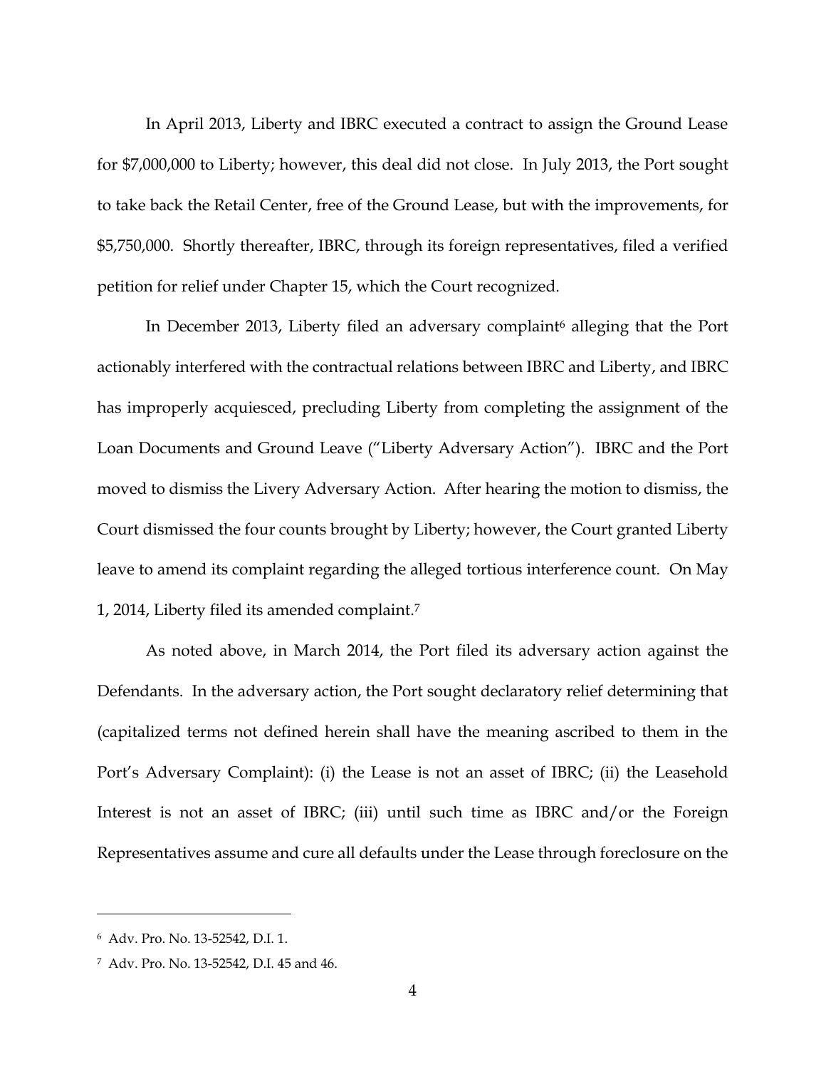In April 2013, Liberty and IBRC executed a contract to assign the Ground Lease for $7,000,000 to Liberty; however, this deal did not close. In July 2013, the Port sought to take back the Retail Center, free of the Ground Lease, but with the improvements, for $5,750,000. Shortly thereafter, IBRC, through its foreign representatives, filed a verified petition for relief under Chapter 15, which the Court recognized.

In December 2013, Liberty filed an adversary complaint[6] alleging that the Port actionably interfered with the contractual relations between IBRC and Liberty, and IBRC has improperly acquiesced, precluding Liberty from completing the assignment of the Loan Documents and Ground Leave ("Liberty Adversary Action"). IBRC and the Port moved to dismiss the Livery Adversary Action. After hearing the motion to dismiss, the Court dismissed the four counts brought by Liberty; however, the Court granted Liberty leave to amend its complaint regarding the alleged tortious interference count. On May 1, 2014, Liberty filed its amended complaint.[7]

As noted above, in March 2014, the Port filed its adversary action against the Defendants. In the adversary action, the Port sought declaratory relief determining that (capitalized terms not defined herein shall have the meaning ascribed to them in the Port's Adversary Complaint): (i) the Lease is not an asset of IBRC; (ii) the Leasehold Interest is not an asset of IBRC; (iii) until such time as IBRC and/or the Foreign Representatives assume and cure all defaults under the Lease through foreclosure on the

---

[6] Adv. Pro. No. 13-52542, D.I. 1.

[7] Adv. Pro. No. 13-52542, D.I. 45 and 46.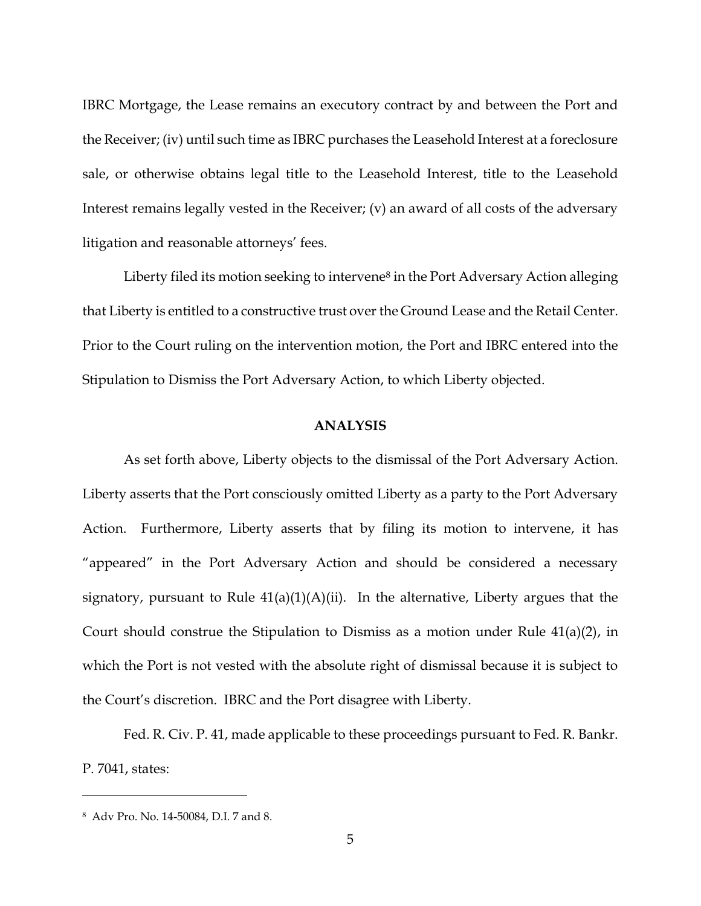IBRC Mortgage, the Lease remains an executory contract by and between the Port and the Receiver; (iv) until such time as IBRC purchases the Leasehold Interest at a foreclosure sale, or otherwise obtains legal title to the Leasehold Interest, title to the Leasehold Interest remains legally vested in the Receiver; (v) an award of all costs of the adversary litigation and reasonable attorneys' fees.

Liberty filed its motion seeking to intervene[8] in the Port Adversary Action alleging that Liberty is entitled to a constructive trust over the Ground Lease and the Retail Center. Prior to the Court ruling on the intervention motion, the Port and IBRC entered into the Stipulation to Dismiss the Port Adversary Action, to which Liberty objected.

## ANALYSIS

As set forth above, Liberty objects to the dismissal of the Port Adversary Action. Liberty asserts that the Port consciously omitted Liberty as a party to the Port Adversary Action. Furthermore, Liberty asserts that by filing its motion to intervene, it has "appeared" in the Port Adversary Action and should be considered a necessary signatory, pursuant to Rule 41(a)(1)(A)(ii). In the alternative, Liberty argues that the Court should construe the Stipulation to Dismiss as a motion under Rule 41(a)(2), in which the Port is not vested with the absolute right of dismissal because it is subject to the Court's discretion. IBRC and the Port disagree with Liberty.

Fed. R. Civ. P. 41, made applicable to these proceedings pursuant to Fed. R. Bankr. P. 7041, states:

---

[8] Adv Pro. No. 14-50084, D.I. 7 and 8.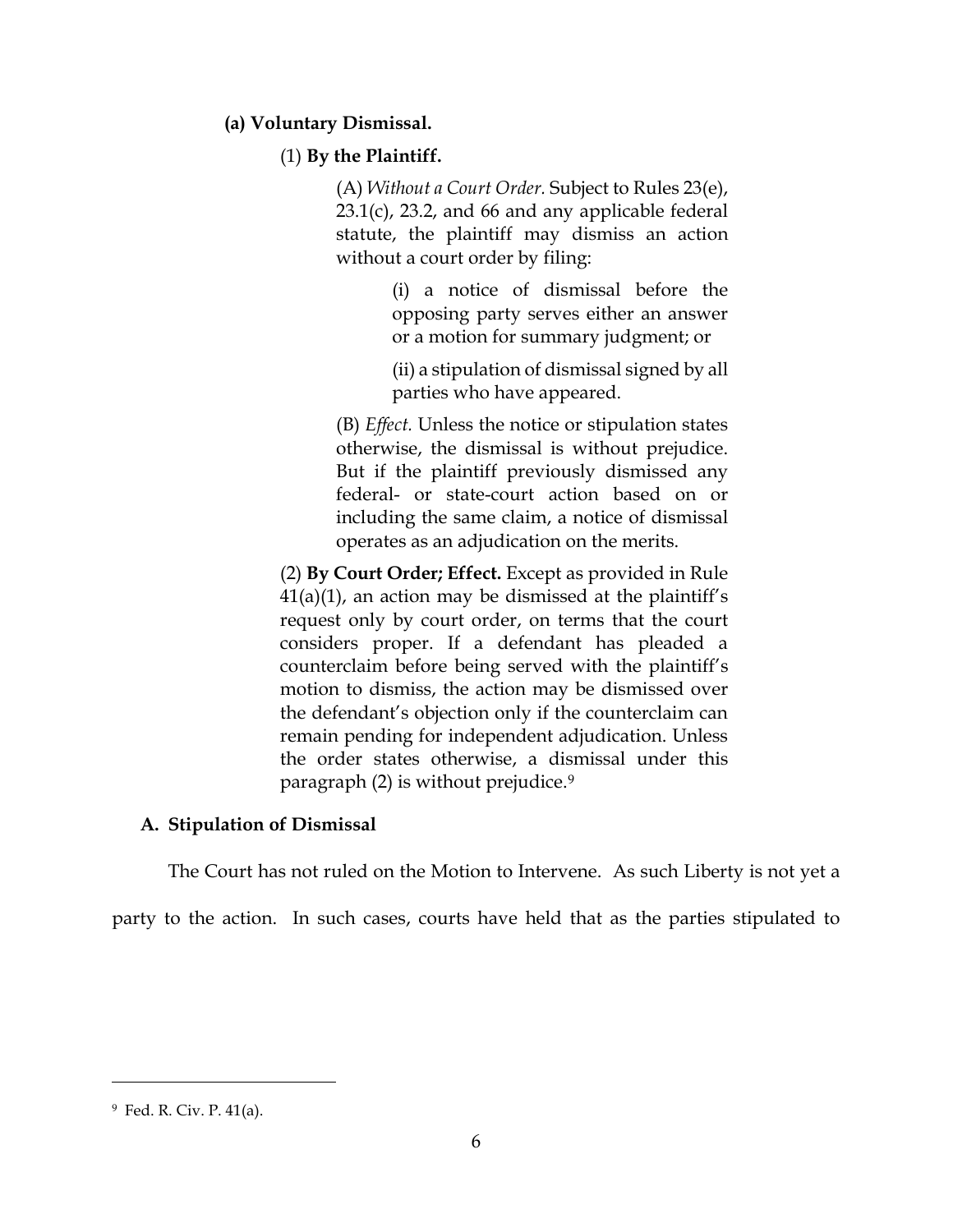**(a) Voluntary Dismissal.**

> (1) **By the Plaintiff.**
>
> > (A) *Without a Court Order.* Subject to Rules 23(e), 23.1(c), 23.2, and 66 and any applicable federal statute, the plaintiff may dismiss an action without a court order by filing:
> >
> > > (i) a notice of dismissal before the opposing party serves either an answer or a motion for summary judgment; or
> > >
> > > (ii) a stipulation of dismissal signed by all parties who have appeared.
> >
> > (B) *Effect.* Unless the notice or stipulation states otherwise, the dismissal is without prejudice. But if the plaintiff previously dismissed any federal- or state-court action based on or including the same claim, a notice of dismissal operates as an adjudication on the merits.
>
> (2) **By Court Order; Effect.** Except as provided in Rule 41(a)(1), an action may be dismissed at the plaintiff's request only by court order, on terms that the court considers proper. If a defendant has pleaded a counterclaim before being served with the plaintiff's motion to dismiss, the action may be dismissed over the defendant's objection only if the counterclaim can remain pending for independent adjudication. Unless the order states otherwise, a dismissal under this paragraph (2) is without prejudice.[9]

### A. Stipulation of Dismissal

The Court has not ruled on the Motion to Intervene. As such Liberty is not yet a party to the action. In such cases, courts have held that as the parties stipulated to

---

[9] Fed. R. Civ. P. 41(a).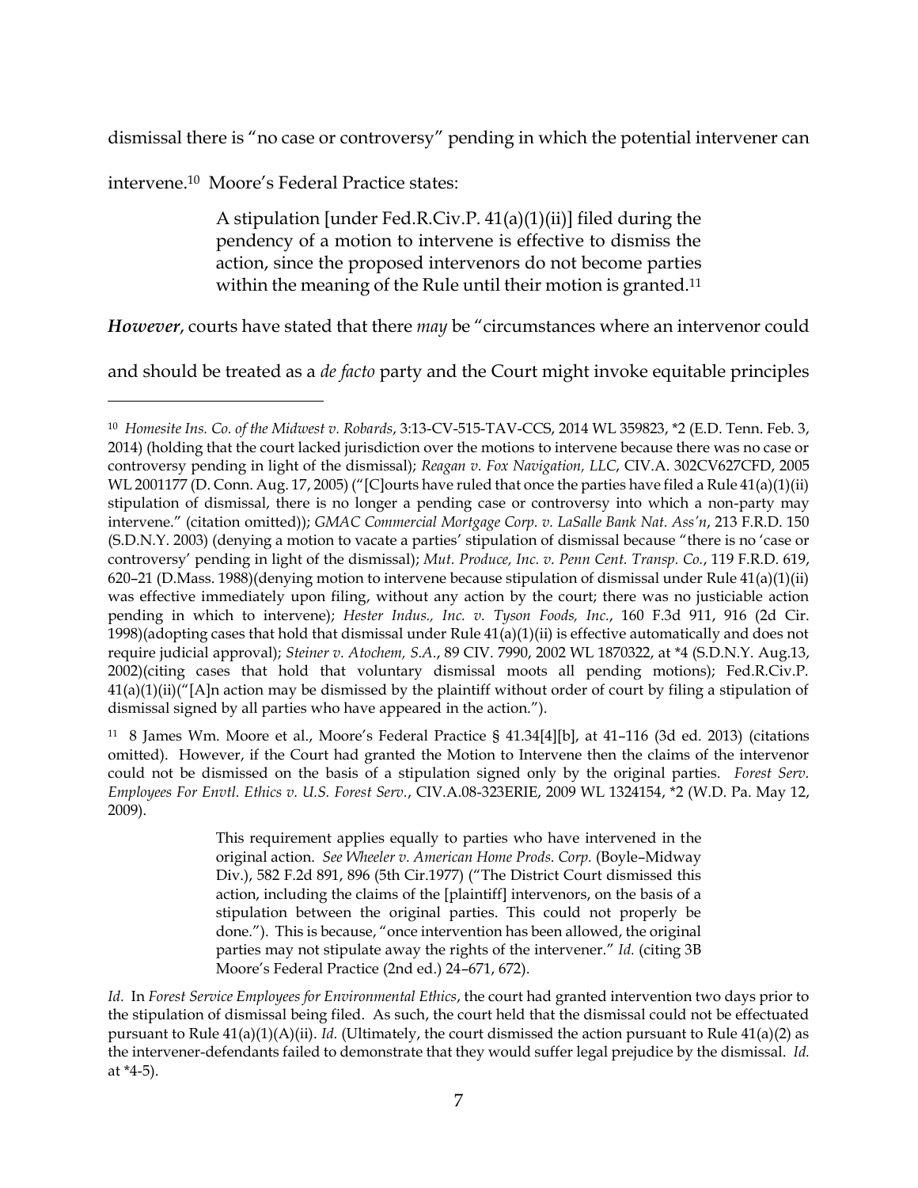dismissal there is "no case or controversy" pending in which the potential intervener can intervene.[10] Moore's Federal Practice states:

> A stipulation [under Fed.R.Civ.P. 41(a)(1)(ii)] filed during the pendency of a motion to intervene is effective to dismiss the action, since the proposed intervenors do not become parties within the meaning of the Rule until their motion is granted.[11]

***However***, courts have stated that there *may* be "circumstances where an intervenor could and should be treated as a *de facto* party and the Court might invoke equitable principles

---

[10] *Homesite Ins. Co. of the Midwest v. Robards*, 3:13-CV-515-TAV-CCS, 2014 WL 359823, *2 (E.D. Tenn. Feb. 3, 2014) (holding that the court lacked jurisdiction over the motions to intervene because there was no case or controversy pending in light of the dismissal); *Reagan v. Fox Navigation, LLC*, CIV.A. 302CV627CFD, 2005 WL 2001177 (D. Conn. Aug. 17, 2005) ("[C]ourts have ruled that once the parties have filed a Rule 41(a)(1)(ii) stipulation of dismissal, there is no longer a pending case or controversy into which a non-party may intervene." (citation omitted)); *GMAC Commercial Mortgage Corp. v. LaSalle Bank Nat. Ass'n*, 213 F.R.D. 150 (S.D.N.Y. 2003) (denying a motion to vacate a parties' stipulation of dismissal because "there is no 'case or controversy' pending in light of the dismissal); *Mut. Produce, Inc. v. Penn Cent. Transp. Co.*, 119 F.R.D. 619, 620–21 (D.Mass. 1988)(denying motion to intervene because stipulation of dismissal under Rule 41(a)(1)(ii) was effective immediately upon filing, without any action by the court; there was no justiciable action pending in which to intervene); *Hester Indus., Inc. v. Tyson Foods, Inc.*, 160 F.3d 911, 916 (2d Cir. 1998)(adopting cases that hold that dismissal under Rule 41(a)(1)(ii) is effective automatically and does not require judicial approval); *Steiner v. Atochem, S.A.*, 89 CIV. 7990, 2002 WL 1870322, at *4 (S.D.N.Y. Aug.13, 2002)(citing cases that hold that voluntary dismissal moots all pending motions); Fed.R.Civ.P. 41(a)(1)(ii)("[A]n action may be dismissed by the plaintiff without order of court by filing a stipulation of dismissal signed by all parties who have appeared in the action.").

[11] 8 James Wm. Moore et al., Moore's Federal Practice § 41.34[4][b], at 41–116 (3d ed. 2013) (citations omitted). However, if the Court had granted the Motion to Intervene then the claims of the intervenor could not be dismissed on the basis of a stipulation signed only by the original parties. *Forest Serv. Employees For Envtl. Ethics v. U.S. Forest Serv.*, CIV.A.08-323ERIE, 2009 WL 1324154, *2 (W.D. Pa. May 12, 2009).

> This requirement applies equally to parties who have intervened in the original action. *See Wheeler v. American Home Prods. Corp.* (Boyle–Midway Div.), 582 F.2d 891, 896 (5th Cir.1977) ("The District Court dismissed this action, including the claims of the [plaintiff] intervenors, on the basis of a stipulation between the original parties. This could not properly be done."). This is because, "once intervention has been allowed, the original parties may not stipulate away the rights of the intervener." *Id.* (citing 3B Moore's Federal Practice (2nd ed.) 24–671, 672).

*Id.* In *Forest Service Employees for Environmental Ethics*, the court had granted intervention two days prior to the stipulation of dismissal being filed. As such, the court held that the dismissal could not be effectuated pursuant to Rule 41(a)(1)(A)(ii). *Id.* (Ultimately, the court dismissed the action pursuant to Rule 41(a)(2) as the intervener-defendants failed to demonstrate that they would suffer legal prejudice by the dismissal. *Id.* at *4-5).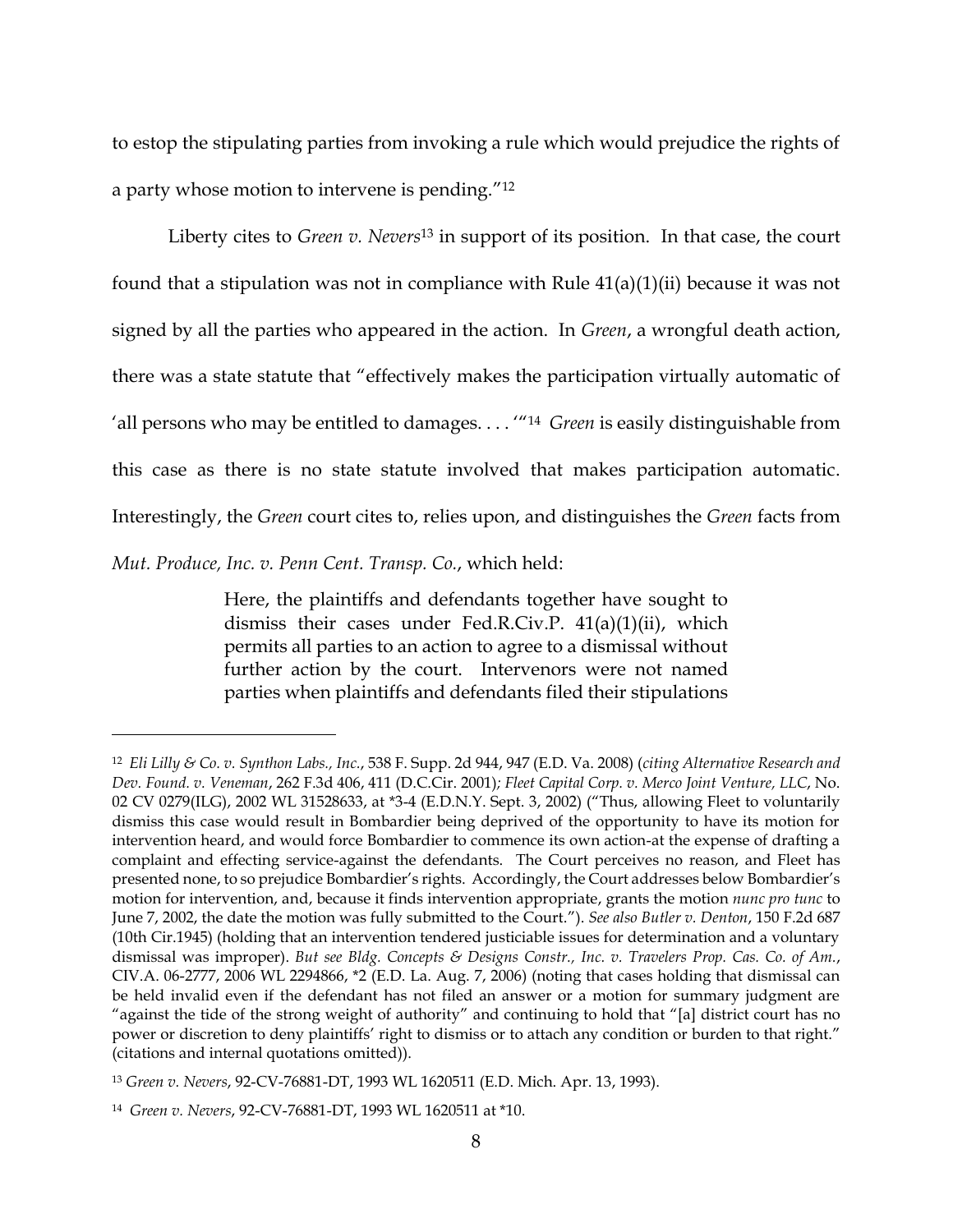to estop the stipulating parties from invoking a rule which would prejudice the rights of a party whose motion to intervene is pending."[12]

Liberty cites to *Green v. Nevers*[13] in support of its position. In that case, the court found that a stipulation was not in compliance with Rule 41(a)(1)(ii) because it was not signed by all the parties who appeared in the action. In *Green*, a wrongful death action, there was a state statute that "effectively makes the participation virtually automatic of 'all persons who may be entitled to damages. . . .'"[14] *Green* is easily distinguishable from this case as there is no state statute involved that makes participation automatic. Interestingly, the *Green* court cites to, relies upon, and distinguishes the *Green* facts from *Mut. Produce, Inc. v. Penn Cent. Transp. Co.*, which held:

> Here, the plaintiffs and defendants together have sought to dismiss their cases under Fed.R.Civ.P. 41(a)(1)(ii), which permits all parties to an action to agree to a dismissal without further action by the court. Intervenors were not named parties when plaintiffs and defendants filed their stipulations

---

[12] *Eli Lilly & Co. v. Synthon Labs., Inc.*, 538 F. Supp. 2d 944, 947 (E.D. Va. 2008) (*citing Alternative Research and Dev. Found. v. Veneman*, 262 F.3d 406, 411 (D.C.Cir. 2001); *Fleet Capital Corp. v. Merco Joint Venture, LLC*, No. 02 CV 0279(ILG), 2002 WL 31528633, at *3-4 (E.D.N.Y. Sept. 3, 2002) ("Thus, allowing Fleet to voluntarily dismiss this case would result in Bombardier being deprived of the opportunity to have its motion for intervention heard, and would force Bombardier to commence its own action-at the expense of drafting a complaint and effecting service-against the defendants. The Court perceives no reason, and Fleet has presented none, to so prejudice Bombardier's rights. Accordingly, the Court addresses below Bombardier's motion for intervention, and, because it finds intervention appropriate, grants the motion *nunc pro tunc* to June 7, 2002, the date the motion was fully submitted to the Court."). *See also Butler v. Denton*, 150 F.2d 687 (10th Cir.1945) (holding that an intervention tendered justiciable issues for determination and a voluntary dismissal was improper). *But see Bldg. Concepts & Designs Constr., Inc. v. Travelers Prop. Cas. Co. of Am.*, CIV.A. 06-2777, 2006 WL 2294866, *2 (E.D. La. Aug. 7, 2006) (noting that cases holding that dismissal can be held invalid even if the defendant has not filed an answer or a motion for summary judgment are "against the tide of the strong weight of authority" and continuing to hold that "[a] district court has no power or discretion to deny plaintiffs' right to dismiss or to attach any condition or burden to that right." (citations and internal quotations omitted)).

[13] *Green v. Nevers*, 92-CV-76881-DT, 1993 WL 1620511 (E.D. Mich. Apr. 13, 1993).

[14] *Green v. Nevers*, 92-CV-76881-DT, 1993 WL 1620511 at *10.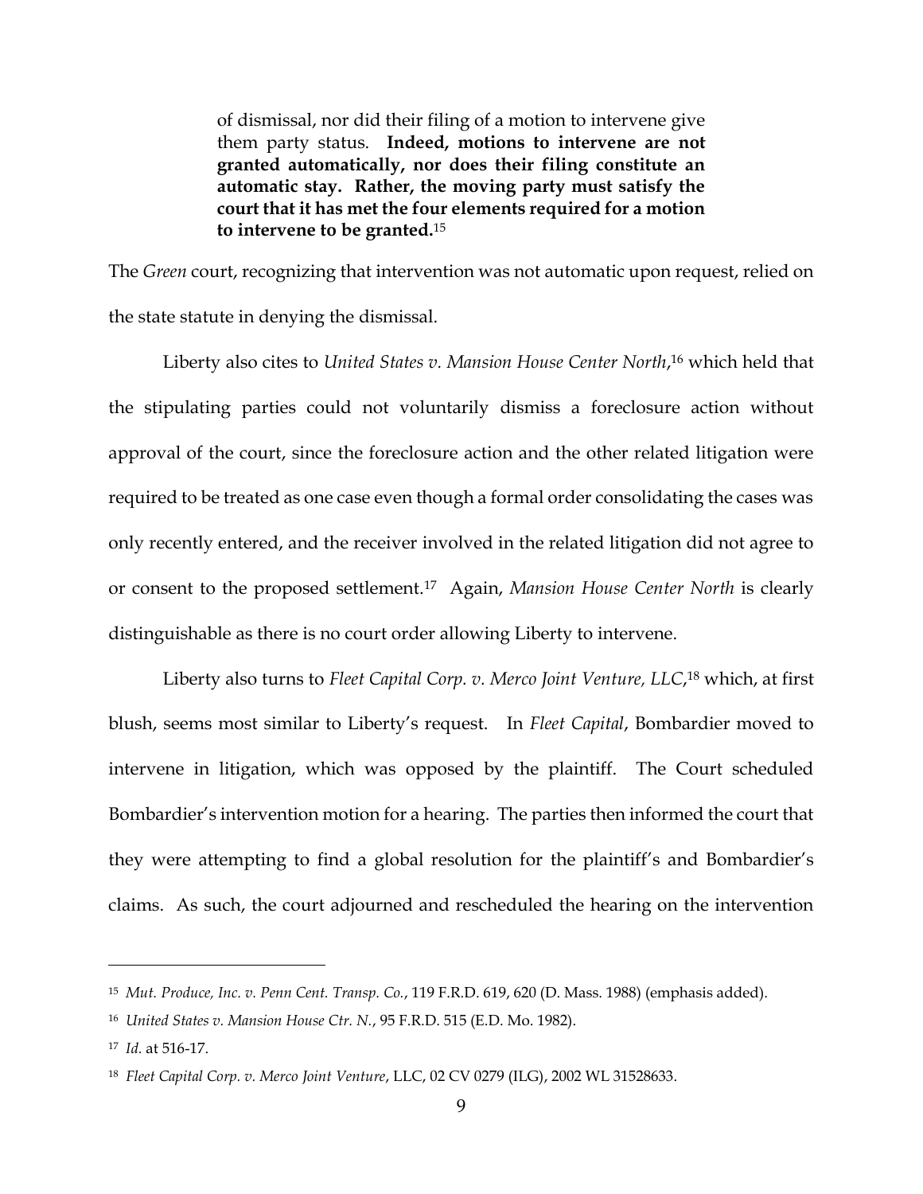> of dismissal, nor did their filing of a motion to intervene give them party status. **Indeed, motions to intervene are not granted automatically, nor does their filing constitute an automatic stay. Rather, the moving party must satisfy the court that it has met the four elements required for a motion to intervene to be granted.**[15]

The *Green* court, recognizing that intervention was not automatic upon request, relied on the state statute in denying the dismissal.

Liberty also cites to *United States v. Mansion House Center North*,[16] which held that the stipulating parties could not voluntarily dismiss a foreclosure action without approval of the court, since the foreclosure action and the other related litigation were required to be treated as one case even though a formal order consolidating the cases was only recently entered, and the receiver involved in the related litigation did not agree to or consent to the proposed settlement.[17] Again, *Mansion House Center North* is clearly distinguishable as there is no court order allowing Liberty to intervene.

Liberty also turns to *Fleet Capital Corp. v. Merco Joint Venture, LLC*,[18] which, at first blush, seems most similar to Liberty's request. In *Fleet Capital*, Bombardier moved to intervene in litigation, which was opposed by the plaintiff. The Court scheduled Bombardier's intervention motion for a hearing. The parties then informed the court that they were attempting to find a global resolution for the plaintiff's and Bombardier's claims. As such, the court adjourned and rescheduled the hearing on the intervention

---

[15] *Mut. Produce, Inc. v. Penn Cent. Transp. Co.*, 119 F.R.D. 619, 620 (D. Mass. 1988) (emphasis added).

[16] *United States v. Mansion House Ctr. N.*, 95 F.R.D. 515 (E.D. Mo. 1982).

[17] *Id.* at 516-17.

[18] *Fleet Capital Corp. v. Merco Joint Venture*, LLC, 02 CV 0279 (ILG), 2002 WL 31528633.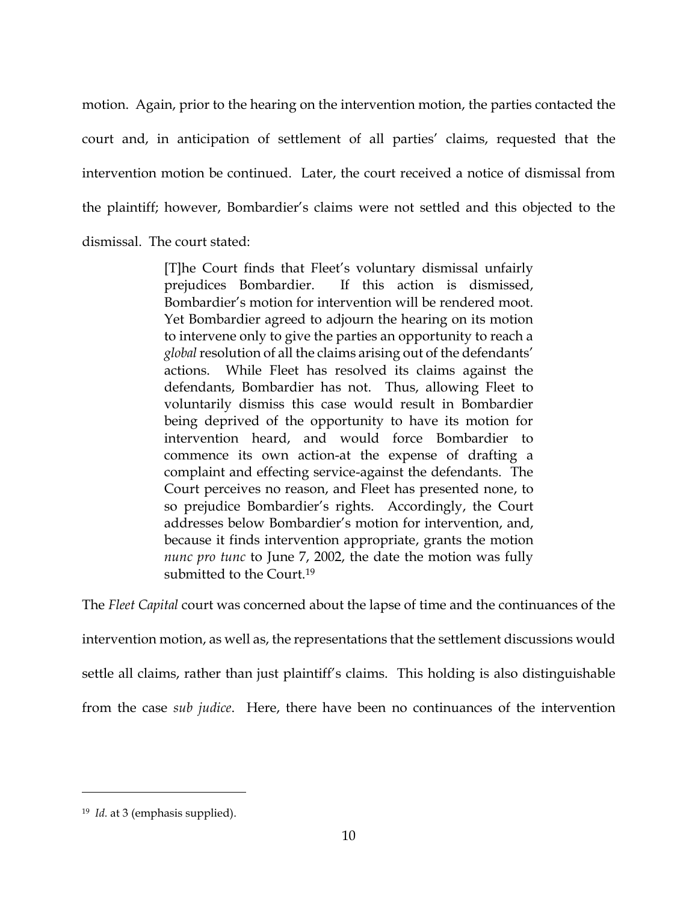motion. Again, prior to the hearing on the intervention motion, the parties contacted the court and, in anticipation of settlement of all parties' claims, requested that the intervention motion be continued. Later, the court received a notice of dismissal from the plaintiff; however, Bombardier's claims were not settled and this objected to the dismissal. The court stated:

> [T]he Court finds that Fleet's voluntary dismissal unfairly prejudices Bombardier. If this action is dismissed, Bombardier's motion for intervention will be rendered moot. Yet Bombardier agreed to adjourn the hearing on its motion to intervene only to give the parties an opportunity to reach a *global* resolution of all the claims arising out of the defendants' actions. While Fleet has resolved its claims against the defendants, Bombardier has not. Thus, allowing Fleet to voluntarily dismiss this case would result in Bombardier being deprived of the opportunity to have its motion for intervention heard, and would force Bombardier to commence its own action-at the expense of drafting a complaint and effecting service-against the defendants. The Court perceives no reason, and Fleet has presented none, to so prejudice Bombardier's rights. Accordingly, the Court addresses below Bombardier's motion for intervention, and, because it finds intervention appropriate, grants the motion *nunc pro tunc* to June 7, 2002, the date the motion was fully submitted to the Court.[19]

The *Fleet Capital* court was concerned about the lapse of time and the continuances of the intervention motion, as well as, the representations that the settlement discussions would settle all claims, rather than just plaintiff's claims. This holding is also distinguishable from the case *sub judice*. Here, there have been no continuances of the intervention

---

[19] *Id.* at 3 (emphasis supplied).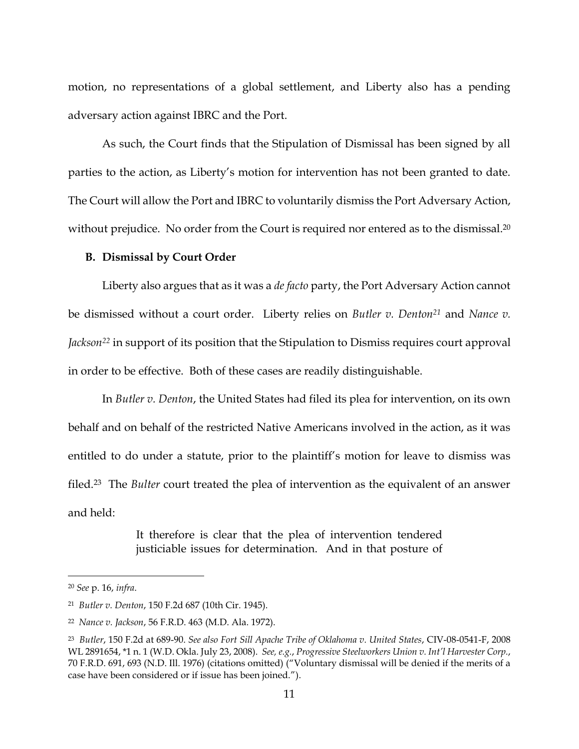motion, no representations of a global settlement, and Liberty also has a pending adversary action against IBRC and the Port.

As such, the Court finds that the Stipulation of Dismissal has been signed by all parties to the action, as Liberty's motion for intervention has not been granted to date. The Court will allow the Port and IBRC to voluntarily dismiss the Port Adversary Action, without prejudice. No order from the Court is required nor entered as to the dismissal.[20]

### B. Dismissal by Court Order

Liberty also argues that as it was a *de facto* party, the Port Adversary Action cannot be dismissed without a court order. Liberty relies on *Butler v. Denton*[21] and *Nance v. Jackson*[22] in support of its position that the Stipulation to Dismiss requires court approval in order to be effective. Both of these cases are readily distinguishable.

In *Butler v. Denton*, the United States had filed its plea for intervention, on its own behalf and on behalf of the restricted Native Americans involved in the action, as it was entitled to do under a statute, prior to the plaintiff's motion for leave to dismiss was filed.[23] The *Bulter* court treated the plea of intervention as the equivalent of an answer and held:

> It therefore is clear that the plea of intervention tendered justiciable issues for determination. And in that posture of

---

[20] *See* p. 16, *infra*.

[21] *Butler v. Denton*, 150 F.2d 687 (10th Cir. 1945).

[22] *Nance v. Jackson*, 56 F.R.D. 463 (M.D. Ala. 1972).

[23] *Butler*, 150 F.2d at 689-90. *See also Fort Sill Apache Tribe of Oklahoma v. United States*, CIV-08-0541-F, 2008 WL 2891654, *1 n. 1 (W.D. Okla. July 23, 2008). *See, e.g.*, *Progressive Steelworkers Union v. Int'l Harvester Corp.*, 70 F.R.D. 691, 693 (N.D. Ill. 1976) (citations omitted) ("Voluntary dismissal will be denied if the merits of a case have been considered or if issue has been joined.").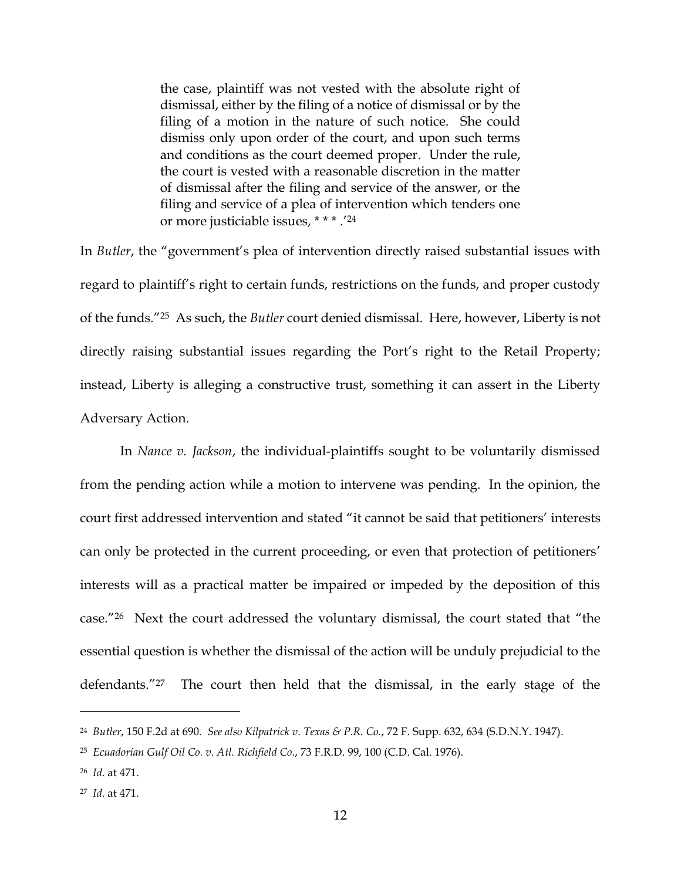> the case, plaintiff was not vested with the absolute right of dismissal, either by the filing of a notice of dismissal or by the filing of a motion in the nature of such notice. She could dismiss only upon order of the court, and upon such terms and conditions as the court deemed proper. Under the rule, the court is vested with a reasonable discretion in the matter of dismissal after the filing and service of the answer, or the filing and service of a plea of intervention which tenders one or more justiciable issues, * * * .'[24]

In *Butler*, the "government's plea of intervention directly raised substantial issues with regard to plaintiff's right to certain funds, restrictions on the funds, and proper custody of the funds."[25] As such, the *Butler* court denied dismissal. Here, however, Liberty is not directly raising substantial issues regarding the Port's right to the Retail Property; instead, Liberty is alleging a constructive trust, something it can assert in the Liberty Adversary Action.

In *Nance v. Jackson*, the individual-plaintiffs sought to be voluntarily dismissed from the pending action while a motion to intervene was pending. In the opinion, the court first addressed intervention and stated "it cannot be said that petitioners' interests can only be protected in the current proceeding, or even that protection of petitioners' interests will as a practical matter be impaired or impeded by the deposition of this case."[26] Next the court addressed the voluntary dismissal, the court stated that "the essential question is whether the dismissal of the action will be unduly prejudicial to the defendants."[27] The court then held that the dismissal, in the early stage of the

---

[24] *Butler*, 150 F.2d at 690. *See also Kilpatrick v. Texas & P.R. Co.*, 72 F. Supp. 632, 634 (S.D.N.Y. 1947).

[25] *Ecuadorian Gulf Oil Co. v. Atl. Richfield Co.*, 73 F.R.D. 99, 100 (C.D. Cal. 1976).

[26] *Id.* at 471.

[27] *Id.* at 471.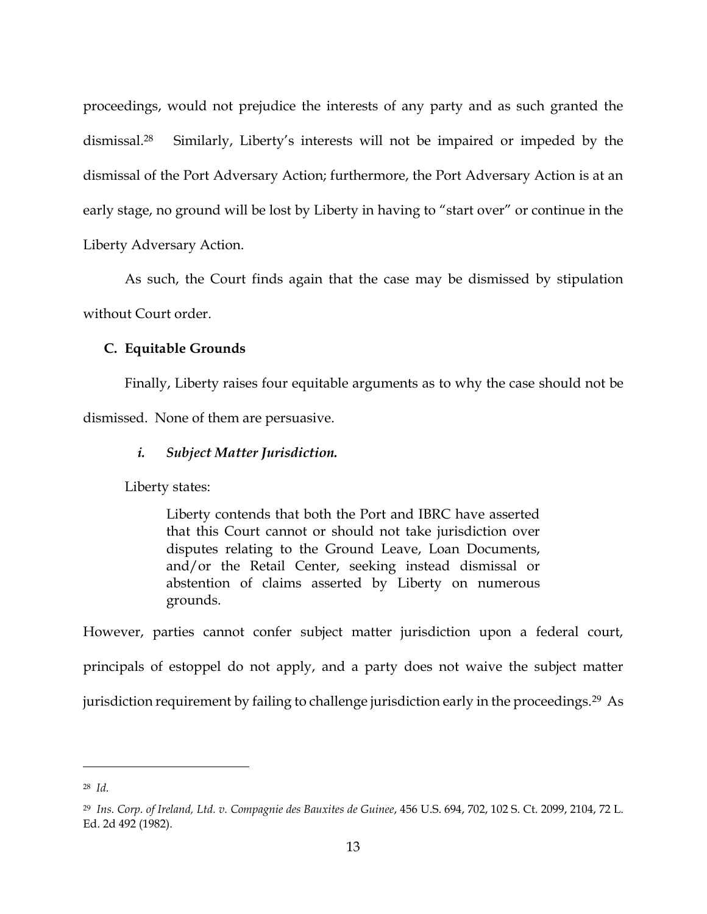proceedings, would not prejudice the interests of any party and as such granted the dismissal.[28] Similarly, Liberty's interests will not be impaired or impeded by the dismissal of the Port Adversary Action; furthermore, the Port Adversary Action is at an early stage, no ground will be lost by Liberty in having to "start over" or continue in the Liberty Adversary Action.

As such, the Court finds again that the case may be dismissed by stipulation without Court order.

### C. Equitable Grounds

Finally, Liberty raises four equitable arguments as to why the case should not be dismissed. None of them are persuasive.

#### *i. Subject Matter Jurisdiction.*

Liberty states:

> Liberty contends that both the Port and IBRC have asserted that this Court cannot or should not take jurisdiction over disputes relating to the Ground Leave, Loan Documents, and/or the Retail Center, seeking instead dismissal or abstention of claims asserted by Liberty on numerous grounds.

However, parties cannot confer subject matter jurisdiction upon a federal court, principals of estoppel do not apply, and a party does not waive the subject matter jurisdiction requirement by failing to challenge jurisdiction early in the proceedings.[29] As

---

[28] *Id.*

[29] *Ins. Corp. of Ireland, Ltd. v. Compagnie des Bauxites de Guinee*, 456 U.S. 694, 702, 102 S. Ct. 2099, 2104, 72 L. Ed. 2d 492 (1982).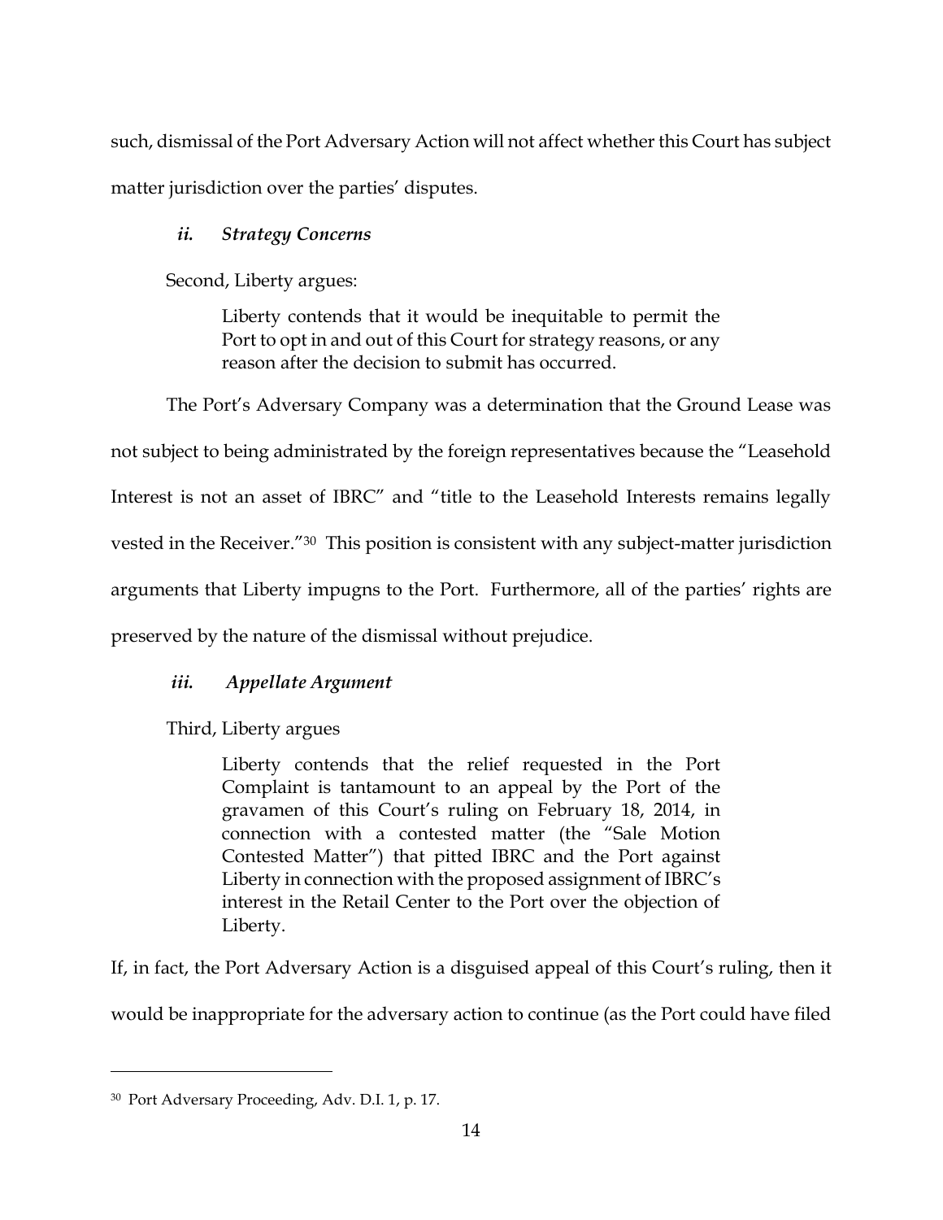such, dismissal of the Port Adversary Action will not affect whether this Court has subject matter jurisdiction over the parties' disputes.

### *ii. Strategy Concerns*

Second, Liberty argues:

> Liberty contends that it would be inequitable to permit the Port to opt in and out of this Court for strategy reasons, or any reason after the decision to submit has occurred.

The Port's Adversary Company was a determination that the Ground Lease was not subject to being administrated by the foreign representatives because the "Leasehold Interest is not an asset of IBRC" and "title to the Leasehold Interests remains legally vested in the Receiver."[30] This position is consistent with any subject-matter jurisdiction arguments that Liberty impugns to the Port. Furthermore, all of the parties' rights are preserved by the nature of the dismissal without prejudice.

### *iii. Appellate Argument*

Third, Liberty argues

> Liberty contends that the relief requested in the Port Complaint is tantamount to an appeal by the Port of the gravamen of this Court's ruling on February 18, 2014, in connection with a contested matter (the "Sale Motion Contested Matter") that pitted IBRC and the Port against Liberty in connection with the proposed assignment of IBRC's interest in the Retail Center to the Port over the objection of Liberty.

If, in fact, the Port Adversary Action is a disguised appeal of this Court's ruling, then it would be inappropriate for the adversary action to continue (as the Port could have filed

---

[30] Port Adversary Proceeding, Adv. D.I. 1, p. 17.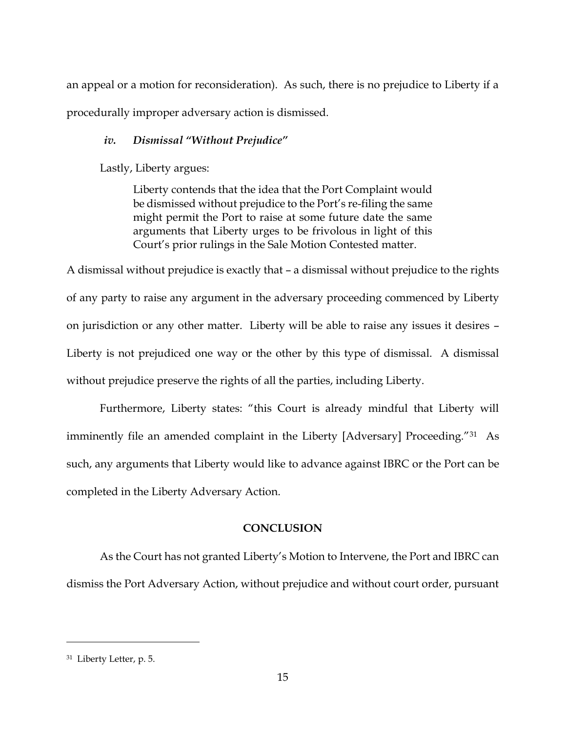an appeal or a motion for reconsideration). As such, there is no prejudice to Liberty if a procedurally improper adversary action is dismissed.

### *iv. Dismissal "Without Prejudice"*

Lastly, Liberty argues:

> Liberty contends that the idea that the Port Complaint would be dismissed without prejudice to the Port's re-filing the same might permit the Port to raise at some future date the same arguments that Liberty urges to be frivolous in light of this Court's prior rulings in the Sale Motion Contested matter.

A dismissal without prejudice is exactly that – a dismissal without prejudice to the rights of any party to raise any argument in the adversary proceeding commenced by Liberty on jurisdiction or any other matter. Liberty will be able to raise any issues it desires – Liberty is not prejudiced one way or the other by this type of dismissal. A dismissal without prejudice preserve the rights of all the parties, including Liberty.

Furthermore, Liberty states: "this Court is already mindful that Liberty will imminently file an amended complaint in the Liberty [Adversary] Proceeding."[31] As such, any arguments that Liberty would like to advance against IBRC or the Port can be completed in the Liberty Adversary Action.

## CONCLUSION

As the Court has not granted Liberty's Motion to Intervene, the Port and IBRC can dismiss the Port Adversary Action, without prejudice and without court order, pursuant

---

[31] Liberty Letter, p. 5.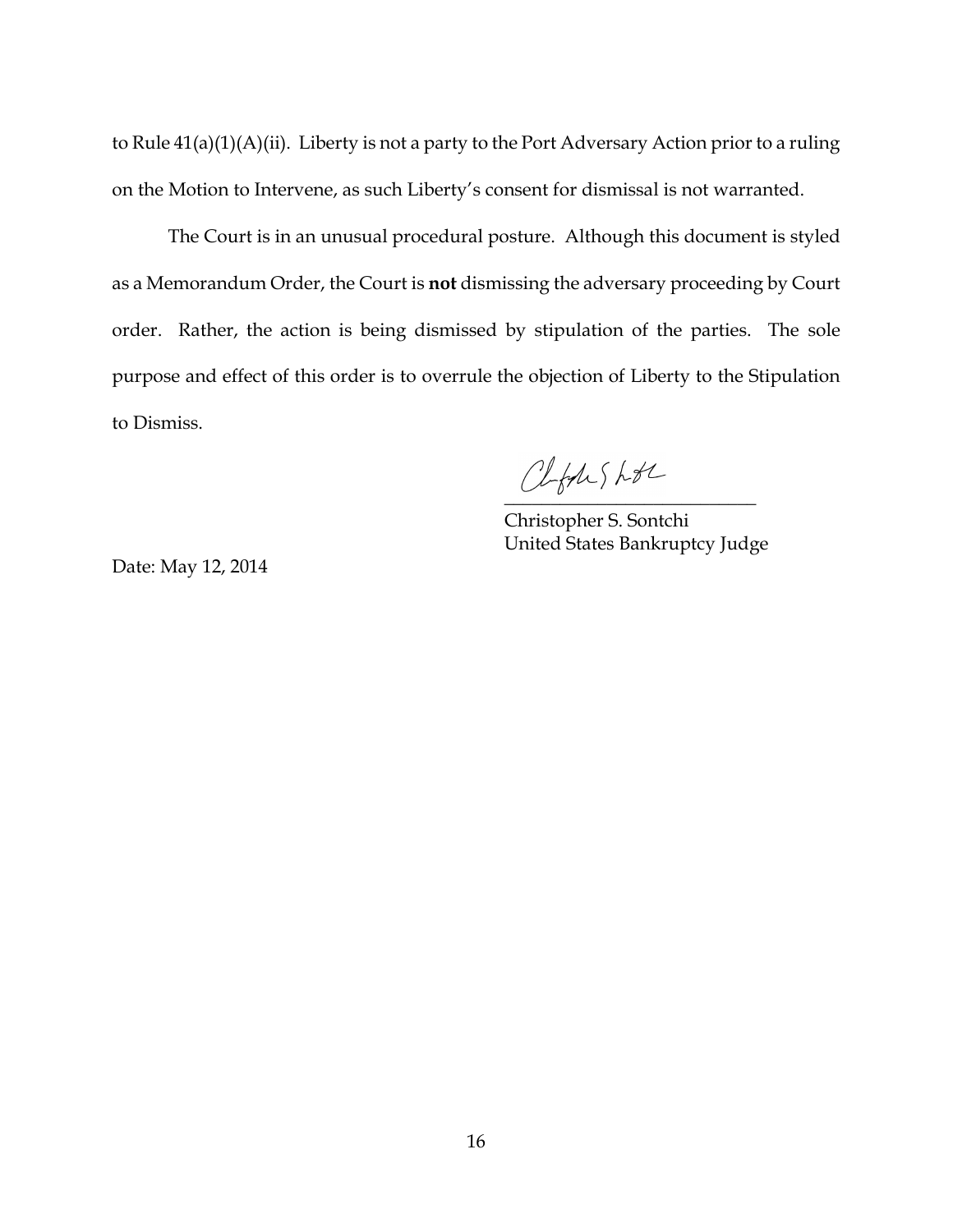to Rule 41(a)(1)(A)(ii). Liberty is not a party to the Port Adversary Action prior to a ruling on the Motion to Intervene, as such Liberty's consent for dismissal is not warranted.

The Court is in an unusual procedural posture. Although this document is styled as a Memorandum Order, the Court is **not** dismissing the adversary proceeding by Court order. Rather, the action is being dismissed by stipulation of the parties. The sole purpose and effect of this order is to overrule the objection of Liberty to the Stipulation to Dismiss.

\_\_\_\_\_\_\_\_\_\_\_\_\_\_\_\_\_\_\_\_\_\_\_\_\_\_\_\_\_\_
Christopher S. Sontchi
United States Bankruptcy Judge

Date: May 12, 2014